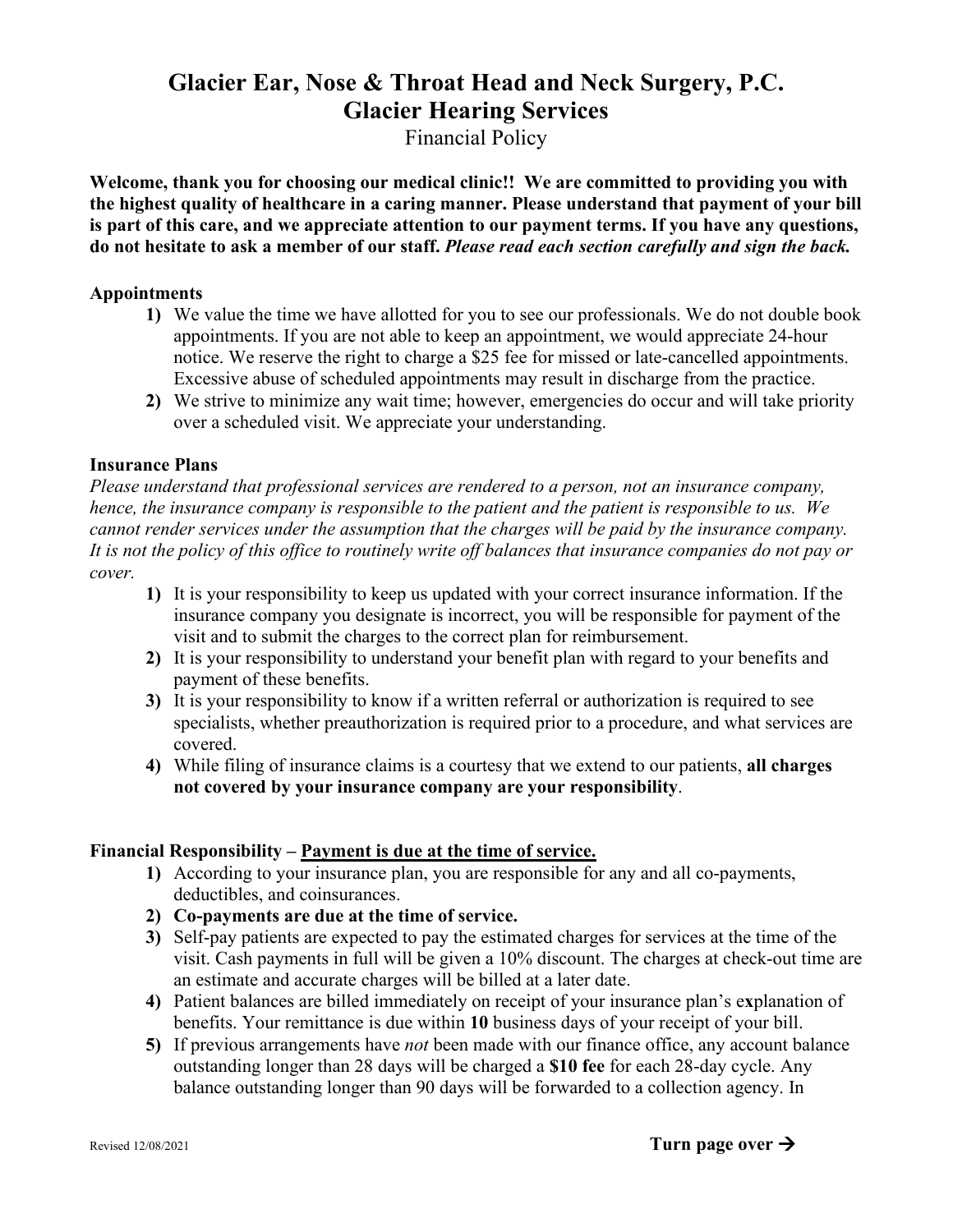# Glacier Ear, Nose & Throat Head and Neck Surgery, P.C.
# Glacier Hearing Services

Financial Policy

**Welcome, thank you for choosing our medical clinic!! We are committed to providing you with the highest quality of healthcare in a caring manner. Please understand that payment of your bill is part of this care, and we appreciate attention to our payment terms. If you have any questions, do not hesitate to ask a member of our staff. *Please read each section carefully and sign the back.***

### Appointments

1) We value the time we have allotted for you to see our professionals. We do not double book appointments. If you are not able to keep an appointment, we would appreciate 24-hour notice. We reserve the right to charge a $25 fee for missed or late-cancelled appointments. Excessive abuse of scheduled appointments may result in discharge from the practice.
2) We strive to minimize any wait time; however, emergencies do occur and will take priority over a scheduled visit. We appreciate your understanding.

### Insurance Plans

*Please understand that professional services are rendered to a person, not an insurance company, hence, the insurance company is responsible to the patient and the patient is responsible to us. We cannot render services under the assumption that the charges will be paid by the insurance company. It is not the policy of this office to routinely write off balances that insurance companies do not pay or cover.*

1) It is your responsibility to keep us updated with your correct insurance information. If the insurance company you designate is incorrect, you will be responsible for payment of the visit and to submit the charges to the correct plan for reimbursement.
2) It is your responsibility to understand your benefit plan with regard to your benefits and payment of these benefits.
3) It is your responsibility to know if a written referral or authorization is required to see specialists, whether preauthorization is required prior to a procedure, and what services are covered.
4) While filing of insurance claims is a courtesy that we extend to our patients, **all charges not covered by your insurance company are your responsibility**.

### Financial Responsibility – <u>Payment is due at the time of service.</u>

1) According to your insurance plan, you are responsible for any and all co-payments, deductibles, and coinsurances.
2) **Co-payments are due at the time of service.**
3) Self-pay patients are expected to pay the estimated charges for services at the time of the visit. Cash payments in full will be given a 10% discount. The charges at check-out time are an estimate and accurate charges will be billed at a later date.
4) Patient balances are billed immediately on receipt of your insurance plan's explanation of benefits. Your remittance is due within **10** business days of your receipt of your bill.
5) If previous arrangements have *not* been made with our finance office, any account balance outstanding longer than 28 days will be charged a **$10 fee** for each 28-day cycle. Any balance outstanding longer than 90 days will be forwarded to a collection agency. In

Revised 12/08/2021

**Turn page over →**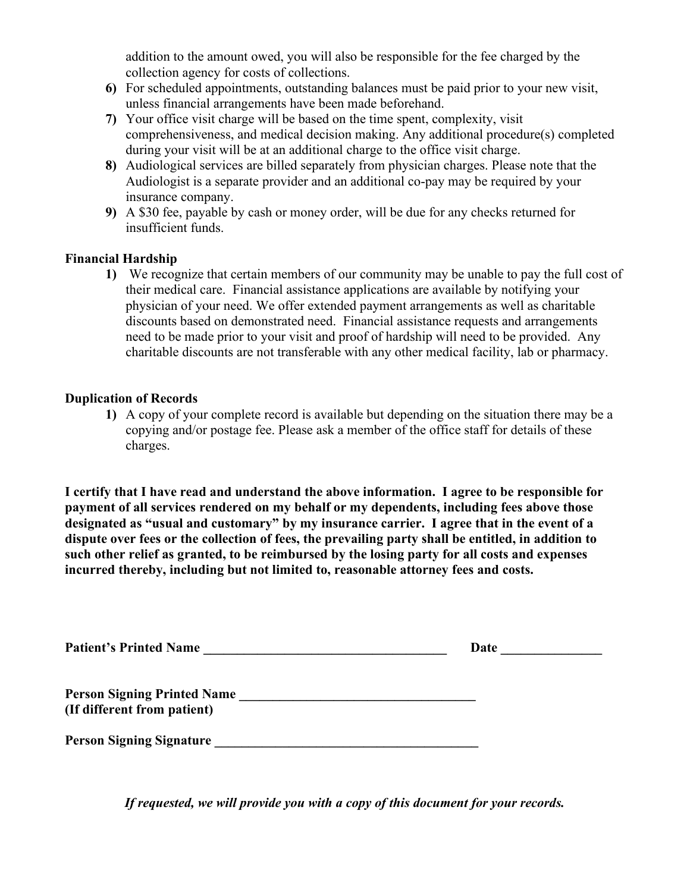addition to the amount owed, you will also be responsible for the fee charged by the collection agency for costs of collections.

6) For scheduled appointments, outstanding balances must be paid prior to your new visit, unless financial arrangements have been made beforehand.
7) Your office visit charge will be based on the time spent, complexity, visit comprehensiveness, and medical decision making. Any additional procedure(s) completed during your visit will be at an additional charge to the office visit charge.
8) Audiological services are billed separately from physician charges. Please note that the Audiologist is a separate provider and an additional co-pay may be required by your insurance company.
9) A $30 fee, payable by cash or money order, will be due for any checks returned for insufficient funds.

**Financial Hardship**

1) We recognize that certain members of our community may be unable to pay the full cost of their medical care. Financial assistance applications are available by notifying your physician of your need. We offer extended payment arrangements as well as charitable discounts based on demonstrated need. Financial assistance requests and arrangements need to be made prior to your visit and proof of hardship will need to be provided. Any charitable discounts are not transferable with any other medical facility, lab or pharmacy.

**Duplication of Records**

1) A copy of your complete record is available but depending on the situation there may be a copying and/or postage fee. Please ask a member of the office staff for details of these charges.

**I certify that I have read and understand the above information. I agree to be responsible for payment of all services rendered on my behalf or my dependents, including fees above those designated as "usual and customary" by my insurance carrier. I agree that in the event of a dispute over fees or the collection of fees, the prevailing party shall be entitled, in addition to such other relief as granted, to be reimbursed by the losing party for all costs and expenses incurred thereby, including but not limited to, reasonable attorney fees and costs.**

**Patient's Printed Name** ______________________________________ **Date** _______________

**Person Signing Printed Name** ____________________________________
**(If different from patient)**

**Person Signing Signature** ________________________________________

***If requested, we will provide you with a copy of this document for your records.***